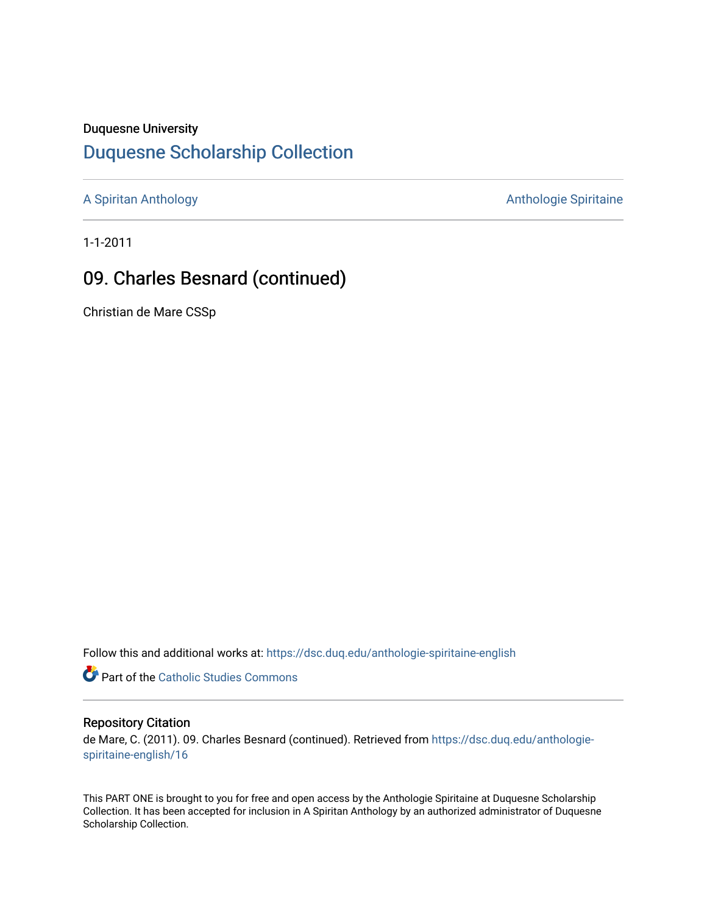Duquesne University

## Duquesne Scholarship Collection

A Spiritan Anthology | Anthologie Spiritaine

1-1-2011

# 09. Charles Besnard (continued)

Christian de Mare CSSp

Follow this and additional works at: https://dsc.duq.edu/anthologie-spiritaine-english

Part of the Catholic Studies Commons

### Repository Citation

de Mare, C. (2011). 09. Charles Besnard (continued). Retrieved from https://dsc.duq.edu/anthologie-spiritaine-english/16

This PART ONE is brought to you for free and open access by the Anthologie Spiritaine at Duquesne Scholarship Collection. It has been accepted for inclusion in A Spiritan Anthology by an authorized administrator of Duquesne Scholarship Collection.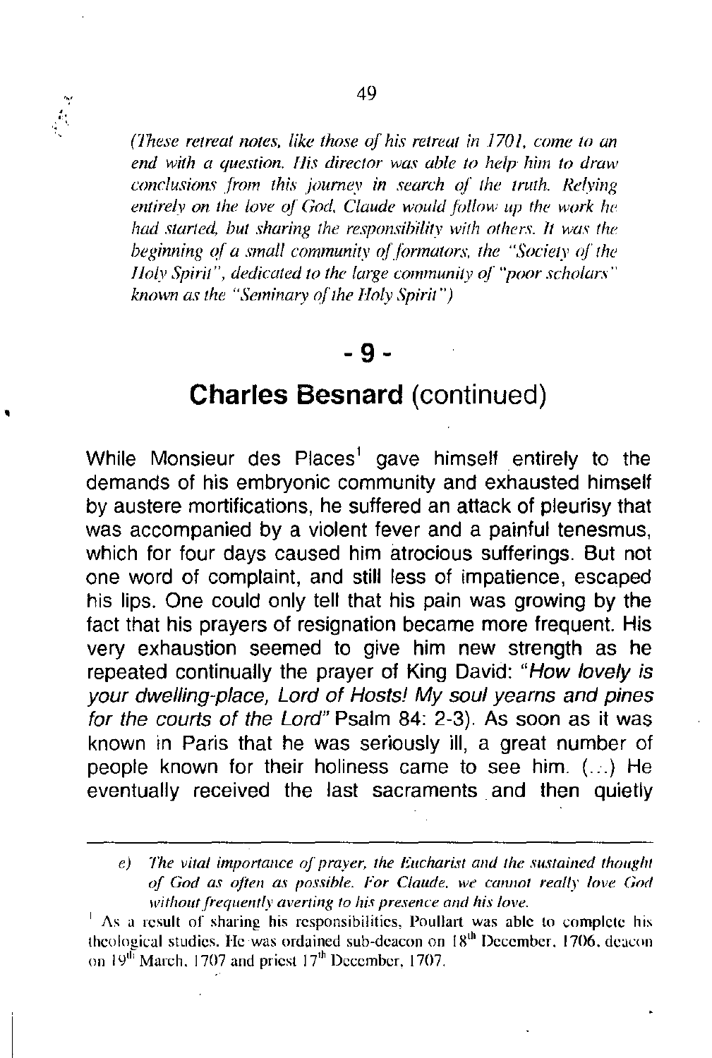*(These retreat notes, like those of his retreat in 1701, come to an end with a question. His director was able to help him to draw conclusions from this journey in search of the truth. Relying entirely on the love of God, Claude would follow up the work he had started, but sharing the responsibility with others. It was the beginning of a small community of formators, the "Society of the Holy Spirit", dedicated to the large community of "poor scholars" known as the "Seminary of the Holy Spirit")*

## - 9 -

## **Charles Besnard** (continued)

While Monsieur des Places[1] gave himself entirely to the demands of his embryonic community and exhausted himself by austere mortifications, he suffered an attack of pleurisy that was accompanied by a violent fever and a painful tenesmus, which for four days caused him atrocious sufferings. But not one word of complaint, and still less of impatience, escaped his lips. One could only tell that his pain was growing by the fact that his prayers of resignation became more frequent. His very exhaustion seemed to give him new strength as he repeated continually the prayer of King David: "*How lovely is your dwelling-place, Lord of Hosts! My soul yearns and pines for the courts of the Lord*" Psalm 84: 2-3). As soon as it was known in Paris that he was seriously ill, a great number of people known for their holiness came to see him. (...) He eventually received the last sacraments and then quietly

---

*e) The vital importance of prayer, the Eucharist and the sustained thought of God as often as possible. For Claude, we cannot really love God without frequently averting to his presence and his love.*

[1] As a result of sharing his responsibilities, Poullart was able to complete his theological studies. He was ordained sub-deacon on 18th December, 1706, deacon on 19th March, 1707 and priest 17th December, 1707.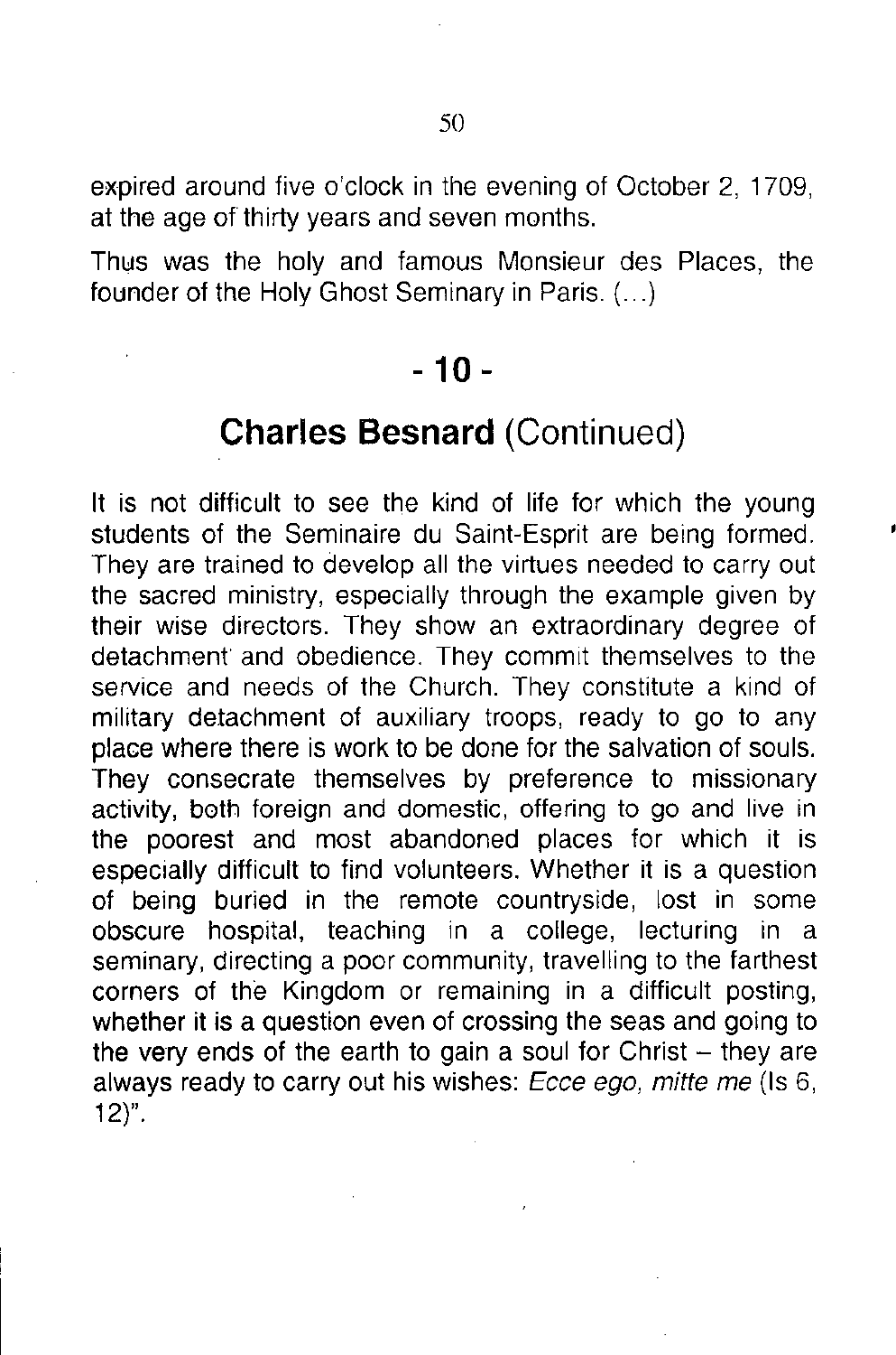expired around five o'clock in the evening of October 2, 1709, at the age of thirty years and seven months.

Thus was the holy and famous Monsieur des Places, the founder of the Holy Ghost Seminary in Paris. (...)

## - 10 -

## **Charles Besnard** (Continued)

It is not difficult to see the kind of life for which the young students of the Seminaire du Saint-Esprit are being formed. They are trained to develop all the virtues needed to carry out the sacred ministry, especially through the example given by their wise directors. They show an extraordinary degree of detachment and obedience. They commit themselves to the service and needs of the Church. They constitute a kind of military detachment of auxiliary troops, ready to go to any place where there is work to be done for the salvation of souls. They consecrate themselves by preference to missionary activity, both foreign and domestic, offering to go and live in the poorest and most abandoned places for which it is especially difficult to find volunteers. Whether it is a question of being buried in the remote countryside, lost in some obscure hospital, teaching in a college, lecturing in a seminary, directing a poor community, travelling to the farthest corners of the Kingdom or remaining in a difficult posting, whether it is a question even of crossing the seas and going to the very ends of the earth to gain a soul for Christ – they are always ready to carry out his wishes: *Ecce ego, mitte me* (Is 6, 12)".